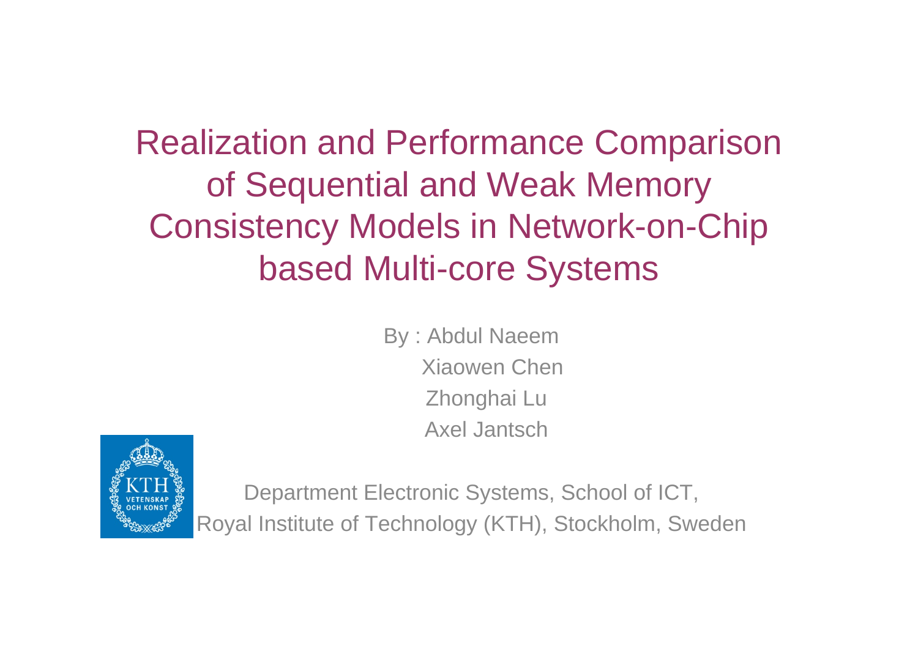# Realization and Performance Comparison of Sequential and Weak Memory Consistency Models in Network-on-Chip based Multi-core Systems

By : Abdul Naeem
Xiaowen Chen
Zhonghai Lu
Axel Jantsch

Department Electronic Systems, School of ICT,
Royal Institute of Technology (KTH), Stockholm, Sweden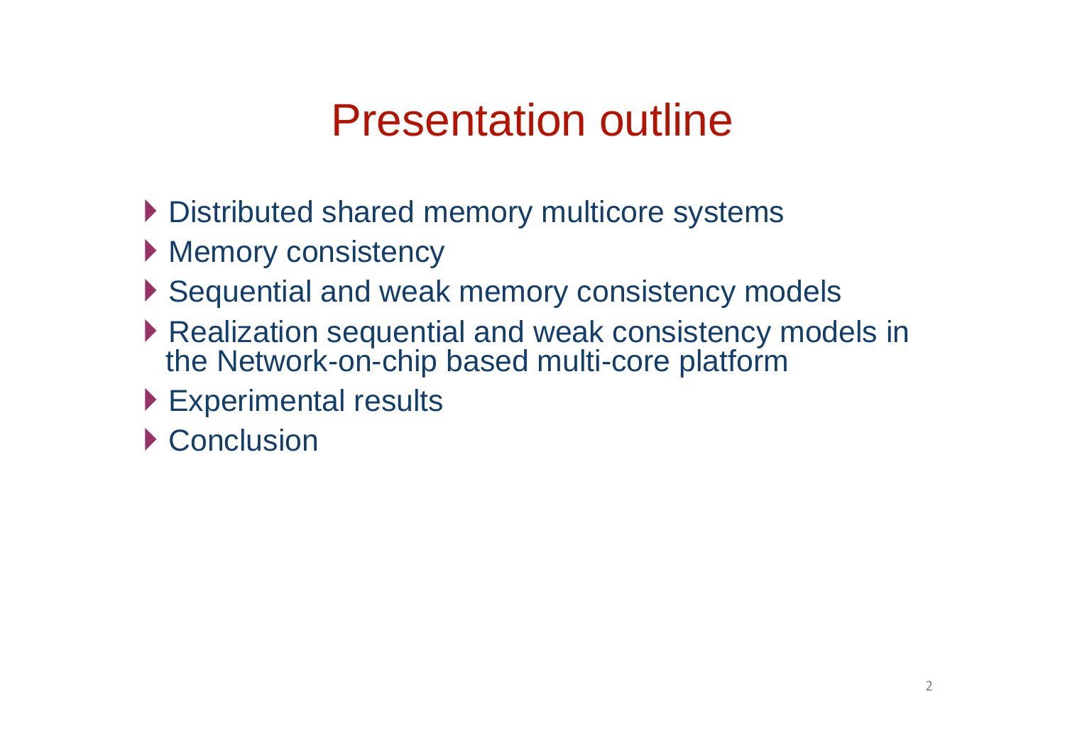# Presentation outline

- Distributed shared memory multicore systems
- Memory consistency
- Sequential and weak memory consistency models
- Realization sequential and weak consistency models in the Network-on-chip based multi-core platform
- Experimental results
- Conclusion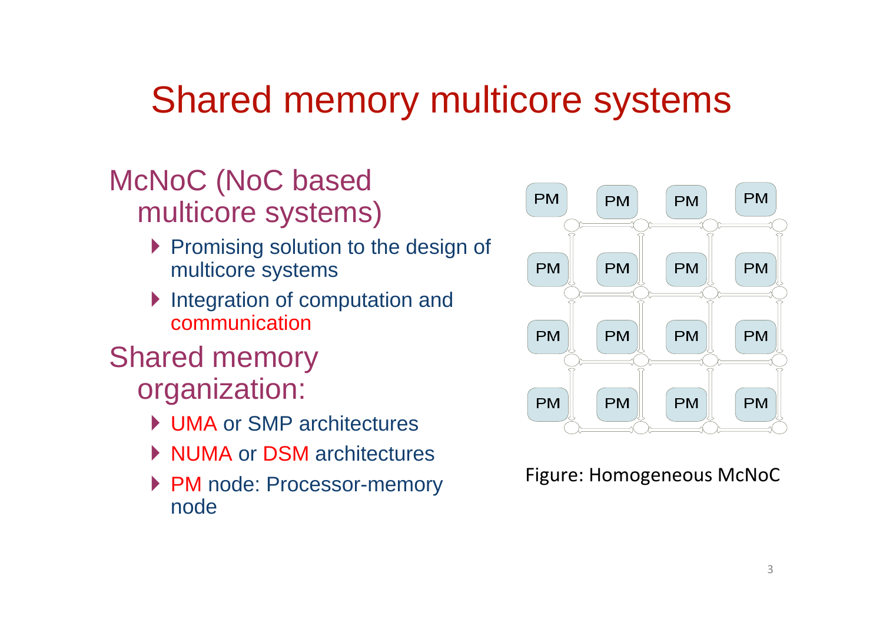# Shared memory multicore systems

## McNoC (NoC based multicore systems)

- Promising solution to the design of multicore systems
- Integration of computation and communication

## Shared memory organization:

- UMA or SMP architectures
- NUMA or DSM architectures
- PM node: Processor-memory node

Figure: Homogeneous McNoC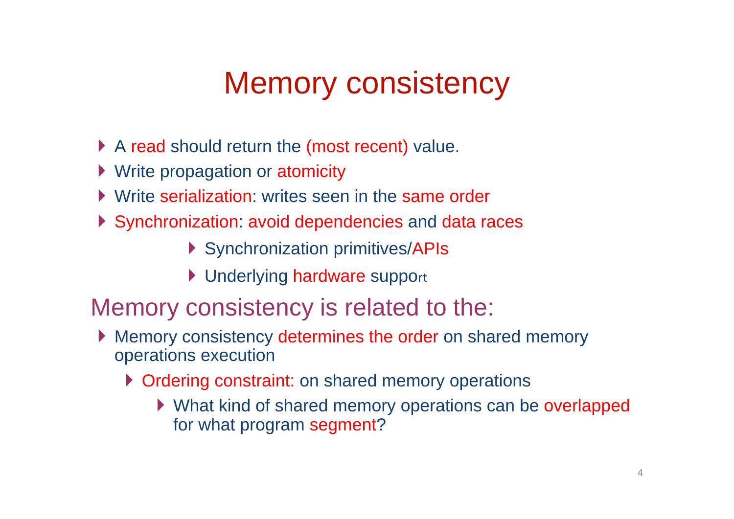# Memory consistency

- A read should return the (most recent) value.
- Write propagation or atomicity
- Write serialization: writes seen in the same order
- Synchronization: avoid dependencies and data races
    - Synchronization primitives/APIs
    - Underlying hardware support

## Memory consistency is related to the:

- Memory consistency determines the order on shared memory operations execution
    - Ordering constraint: on shared memory operations
        - What kind of shared memory operations can be overlapped for what program segment?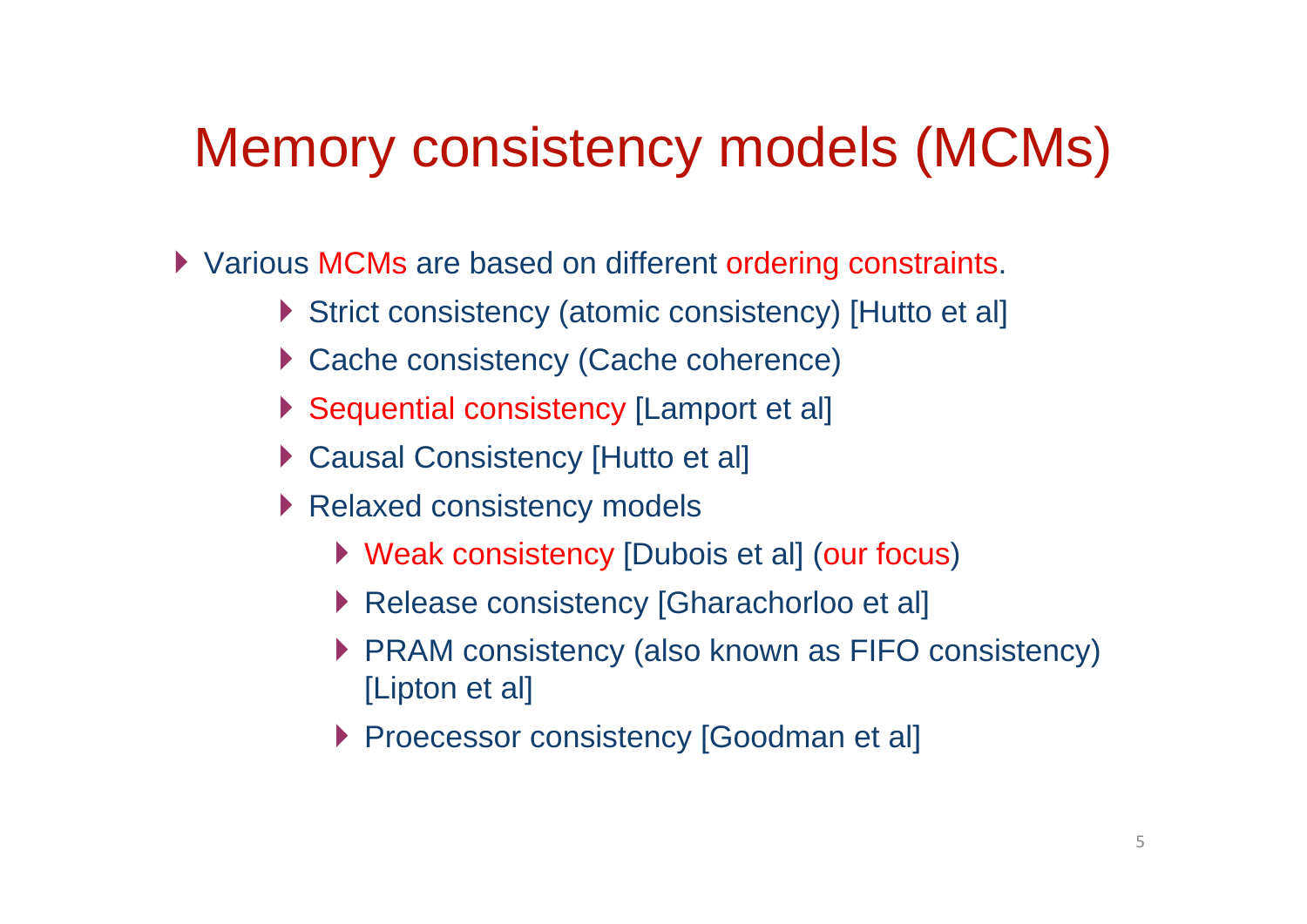# Memory consistency models (MCMs)

- Various MCMs are based on different ordering constraints.
  - Strict consistency (atomic consistency) [Hutto et al]
  - Cache consistency (Cache coherence)
  - Sequential consistency [Lamport et al]
  - Causal Consistency [Hutto et al]
  - Relaxed consistency models
    - Weak consistency [Dubois et al] (our focus)
    - Release consistency [Gharachorloo et al]
    - PRAM consistency (also known as FIFO consistency) [Lipton et al]
    - Proecessor consistency [Goodman et al]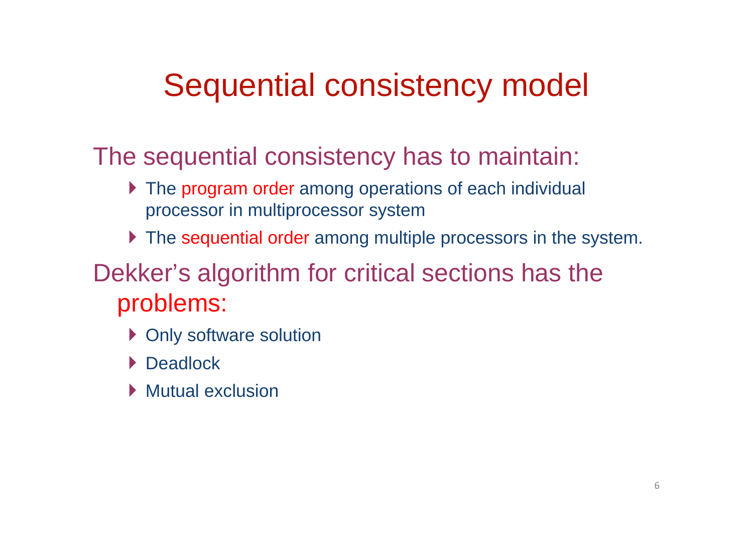# Sequential consistency model

The sequential consistency has to maintain:

- The program order among operations of each individual processor in multiprocessor system
- The sequential order among multiple processors in the system.

Dekker's algorithm for critical sections has the problems:

- Only software solution
- Deadlock
- Mutual exclusion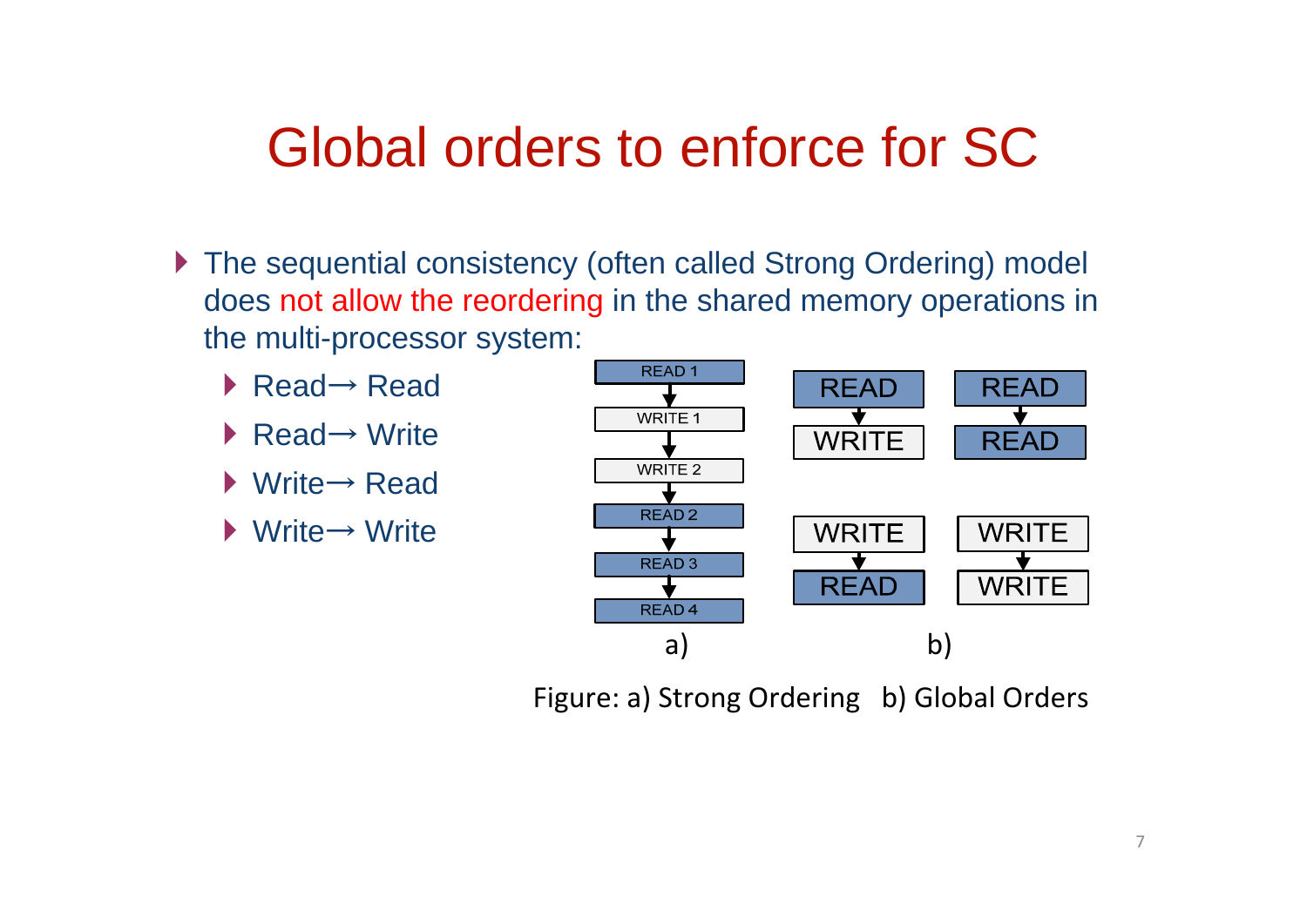# Global orders to enforce for SC

- The sequential consistency (often called Strong Ordering) model does not allow the reordering in the shared memory operations in the multi-processor system:
  - Read→ Read
  - Read→ Write
  - Write→ Read
  - Write→ Write

READ 1 → WRITE 1 → WRITE 2 → READ 2 → READ 3 → READ 4

a)

READ → WRITE

READ → READ

WRITE → READ

WRITE → WRITE

b)

Figure: a) Strong Ordering b) Global Orders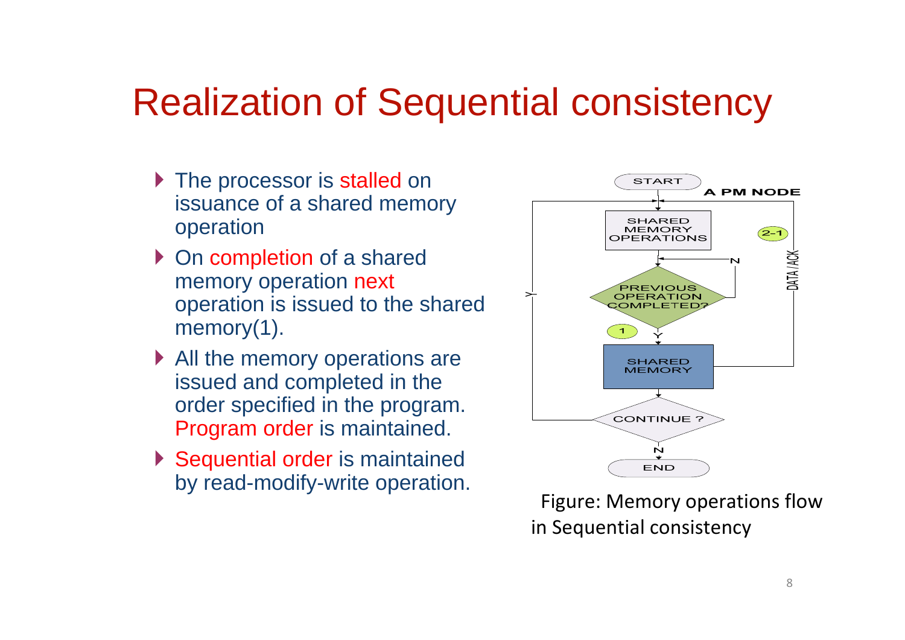# Realization of Sequential consistency

- The processor is stalled on issuance of a shared memory operation
- On completion of a shared memory operation next operation is issued to the shared memory(1).
- All the memory operations are issued and completed in the order specified in the program. Program order is maintained.
- Sequential order is maintained by read-modify-write operation.

Figure: Memory operations flow in Sequential consistency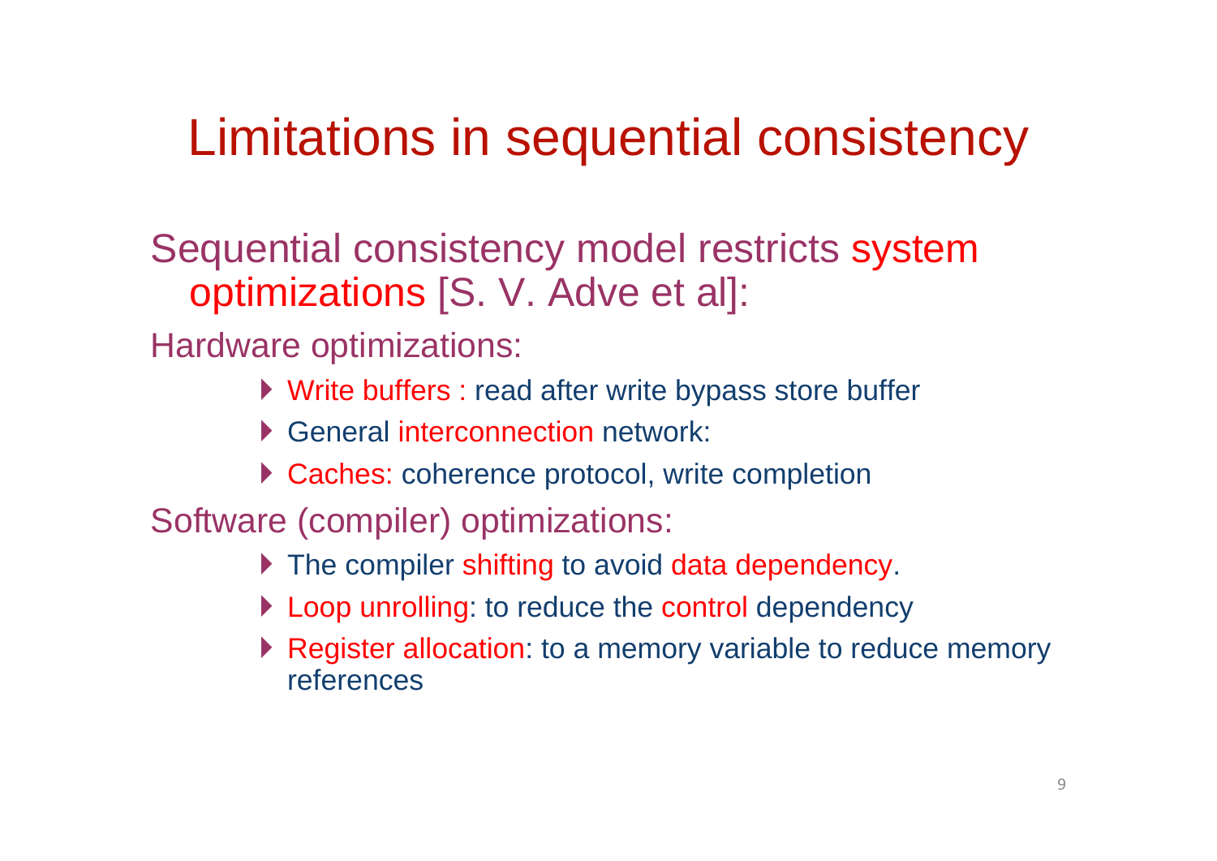# Limitations in sequential consistency

Sequential consistency model restricts system optimizations [S. V. Adve et al]:

Hardware optimizations:

- Write buffers : read after write bypass store buffer
- General interconnection network:
- Caches: coherence protocol, write completion

Software (compiler) optimizations:

- The compiler shifting to avoid data dependency.
- Loop unrolling: to reduce the control dependency
- Register allocation: to a memory variable to reduce memory references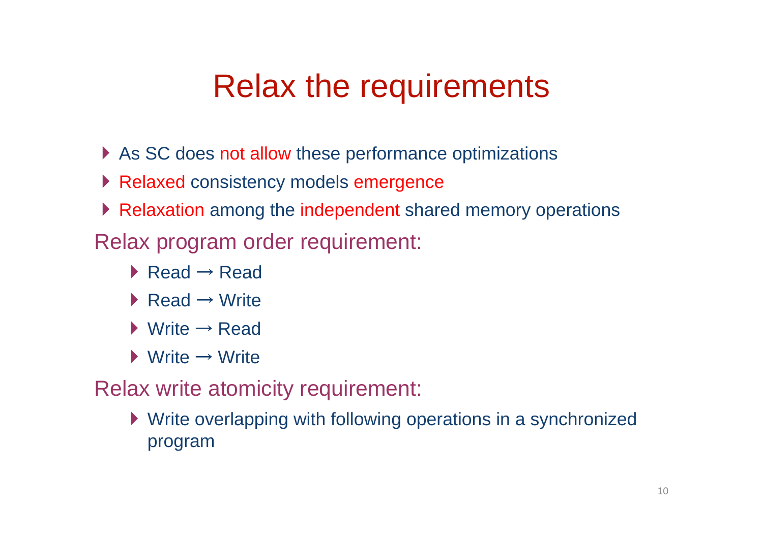# Relax the requirements

- As SC does not allow these performance optimizations
- Relaxed consistency models emergence
- Relaxation among the independent shared memory operations

Relax program order requirement:

- Read → Read
- Read → Write
- Write → Read
- Write → Write

Relax write atomicity requirement:

- Write overlapping with following operations in a synchronized program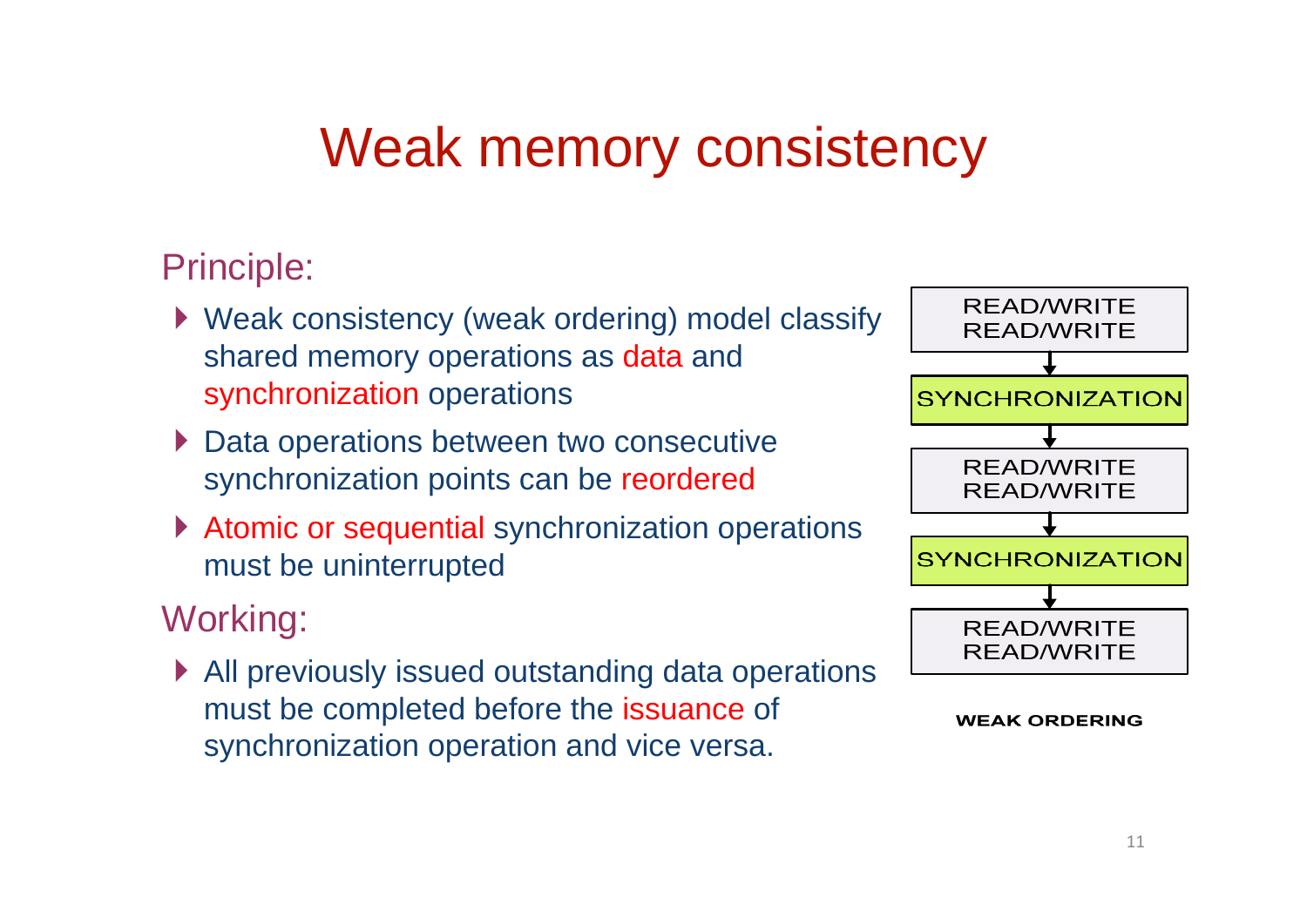# Weak memory consistency

## Principle:

- Weak consistency (weak ordering) model classify shared memory operations as data and synchronization operations
- Data operations between two consecutive synchronization points can be reordered
- Atomic or sequential synchronization operations must be uninterrupted

## Working:

- All previously issued outstanding data operations must be completed before the issuance of synchronization operation and vice versa.

READ/WRITE
READ/WRITE

SYNCHRONIZATION

READ/WRITE
READ/WRITE

SYNCHRONIZATION

READ/WRITE
READ/WRITE

**WEAK ORDERING**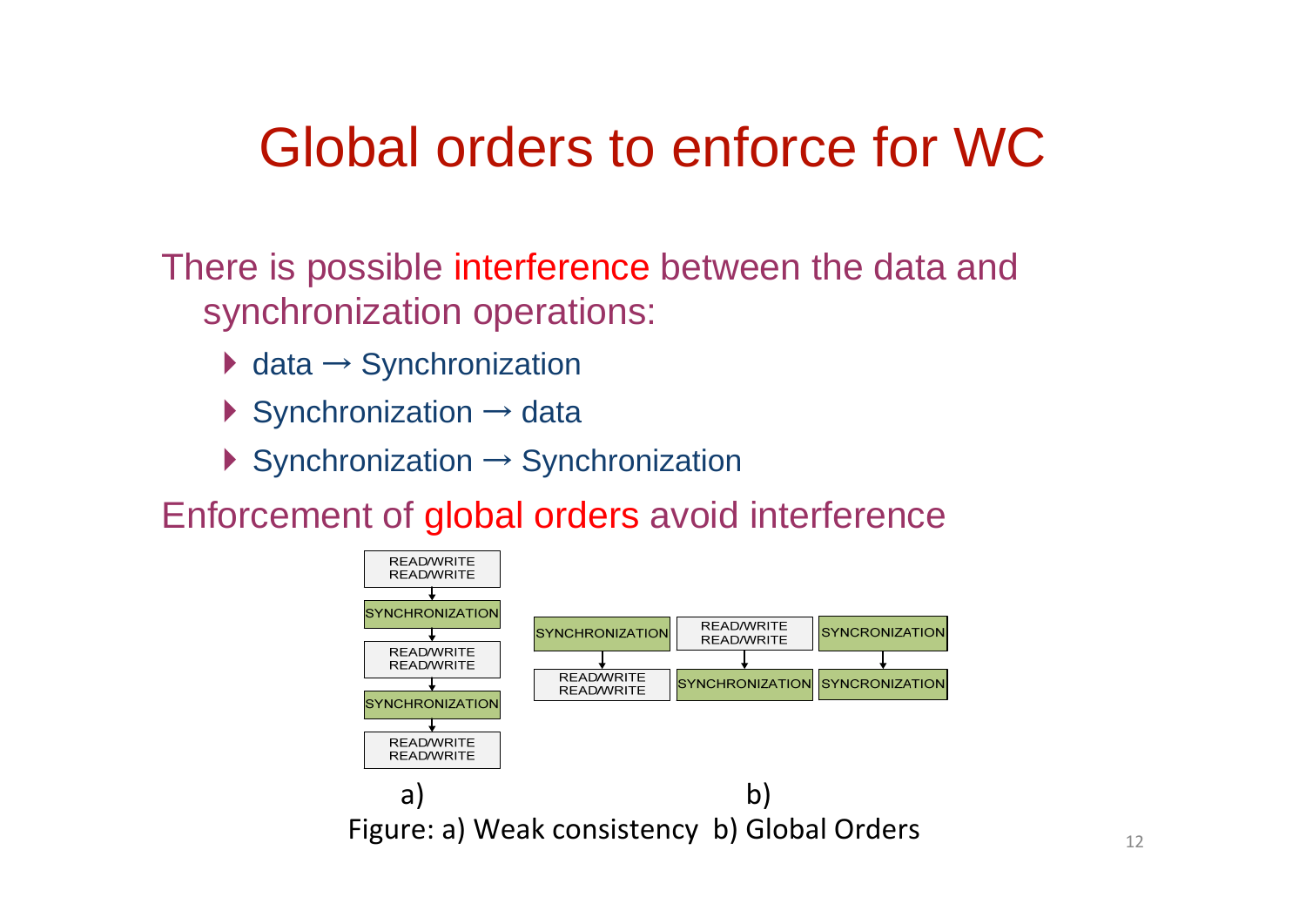# Global orders to enforce for WC

There is possible interference between the data and synchronization operations:

- data → Synchronization
- Synchronization → data
- Synchronization → Synchronization

Enforcement of global orders avoid interference

a) READ/WRITE READ/WRITE → SYNCHRONIZATION → READ/WRITE READ/WRITE → SYNCHRONIZATION → READ/WRITE READ/WRITE

b) SYNCHRONIZATION → READ/WRITE READ/WRITE; READ/WRITE READ/WRITE → SYNCHRONIZATION; SYNCRONIZATION → SYNCRONIZATION

Figure: a) Weak consistency b) Global Orders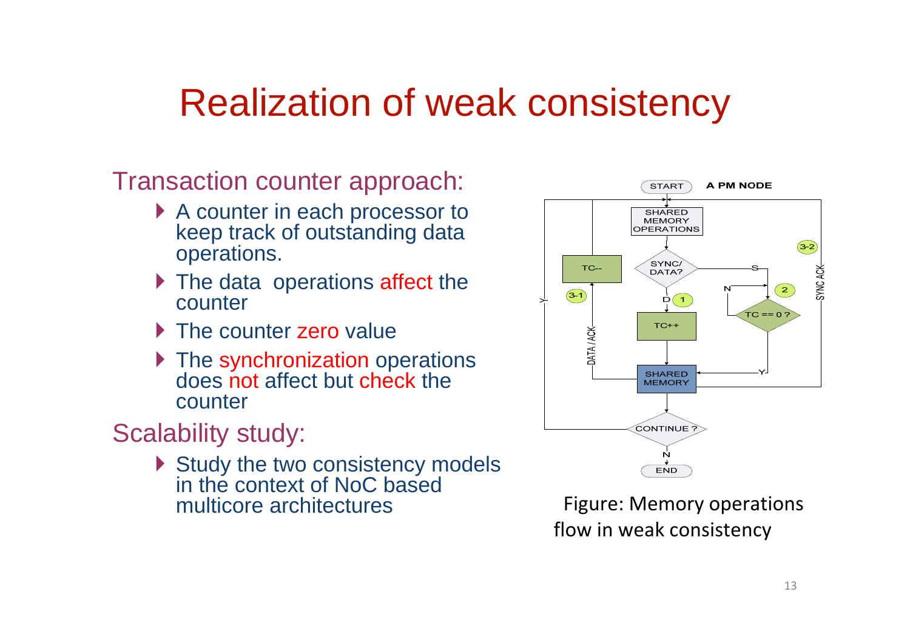# Realization of weak consistency

## Transaction counter approach:

- A counter in each processor to keep track of outstanding data operations.
- The data operations affect the counter
- The counter zero value
- The synchronization operations does not affect but check the counter

## Scalability study:

- Study the two consistency models in the context of NoC based multicore architectures

Figure: Memory operations flow in weak consistency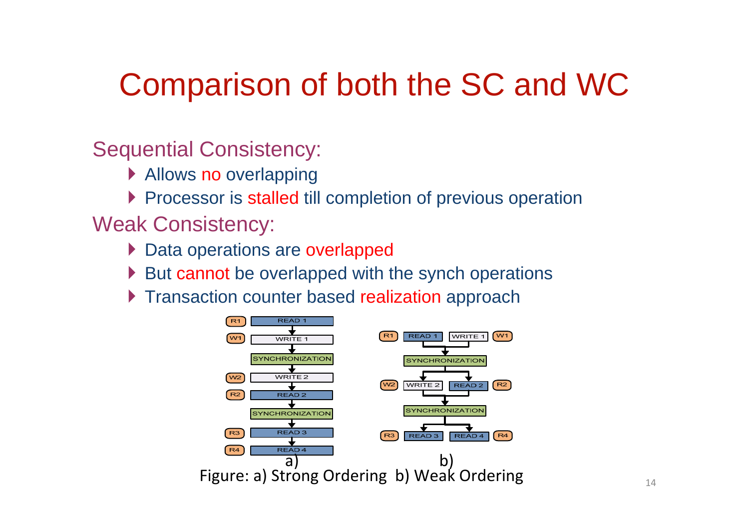# Comparison of both the SC and WC

## Sequential Consistency:

- Allows no overlapping
- Processor is stalled till completion of previous operation

## Weak Consistency:

- Data operations are overlapped
- But cannot be overlapped with the synch operations
- Transaction counter based realization approach

Figure: a) Strong Ordering b) Weak Ordering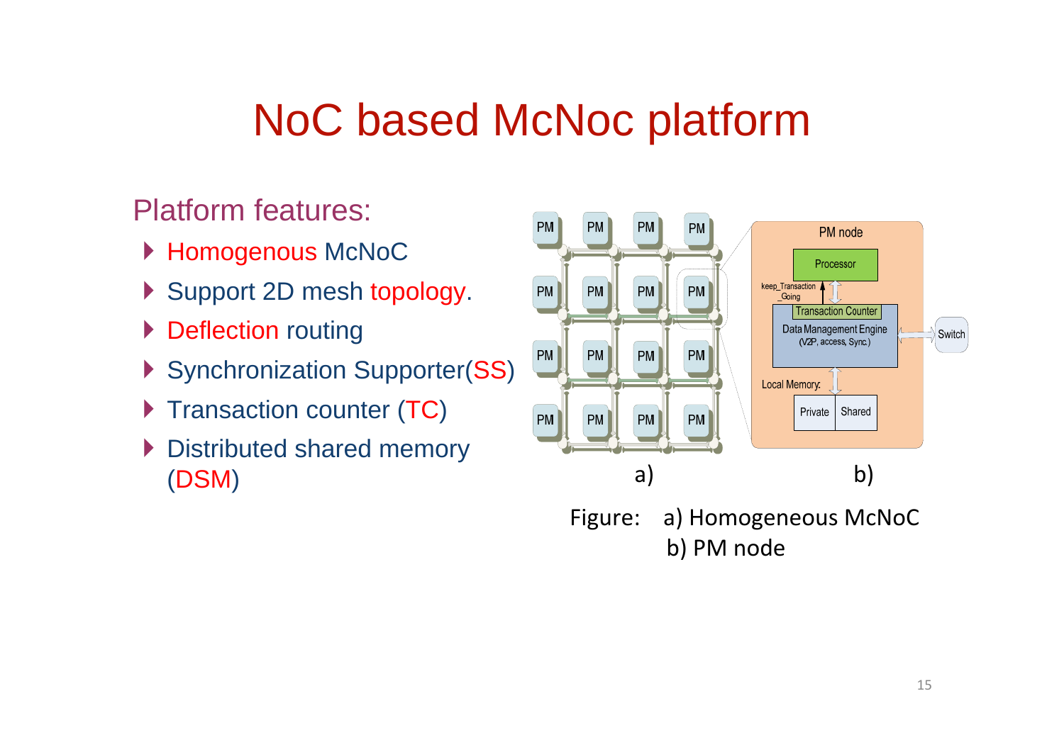# NoC based McNoc platform

Platform features:

- Homogenous McNoC
- Support 2D mesh topology.
- Deflection routing
- Synchronization Supporter(SS)
- Transaction counter (TC)
- Distributed shared memory (DSM)

Figure: a) Homogeneous McNoC
b) PM node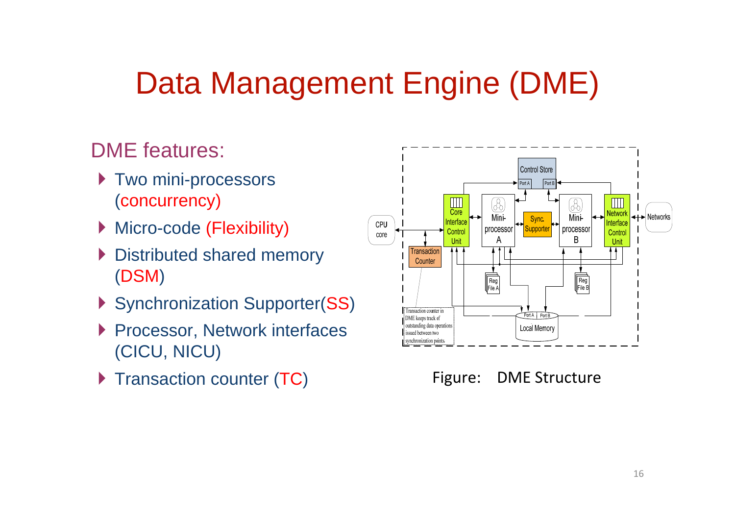# Data Management Engine (DME)

DME features:

- Two mini-processors (concurrency)
- Micro-code (Flexibility)
- Distributed shared memory (DSM)
- Synchronization Supporter(SS)
- Processor, Network interfaces (CICU, NICU)
- Transaction counter (TC)

Figure: DME Structure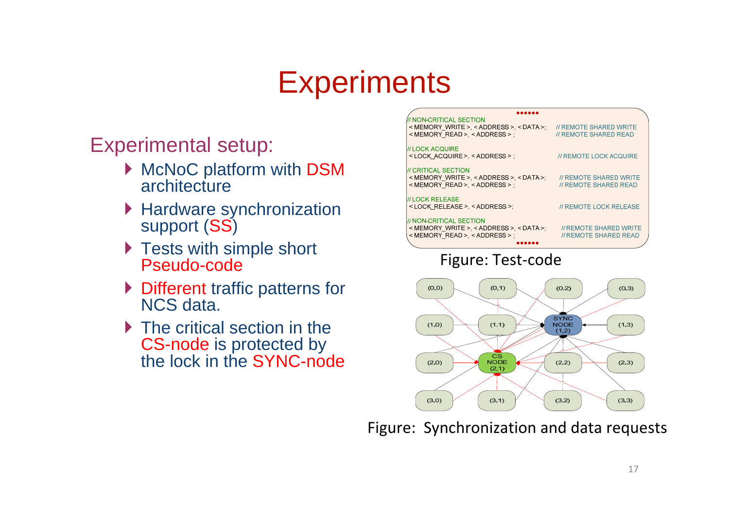# Experiments

## Experimental setup:

- McNoC platform with DSM architecture
- Hardware synchronization support (SS)
- Tests with simple short Pseudo-code
- Different traffic patterns for NCS data.
- The critical section in the CS-node is protected by the lock in the SYNC-node

```
••••••
// NON-CRITICAL SECTION
<MEMORY_WRITE>, <ADDRESS>, <DATA>;     // REMOTE SHARED WRITE
<MEMORY_READ>, <ADDRESS> ;             // REMOTE SHARED READ

// LOCK ACQUIRE
<LOCK_ACQUIRE>, <ADDRESS> ;            // REMOTE LOCK ACQUIRE

// CRITICAL SECTION
<MEMORY_WRITE>, <ADDRESS>, <DATA>;     // REMOTE SHARED WRITE
<MEMORY_READ>, <ADDRESS> ;             // REMOTE SHARED READ

// LOCK RELEASE
<LOCK_RELEASE>, <ADDRESS>;             // REMOTE LOCK RELEASE

// NON-CRITICAL SECTION
<MEMORY_WRITE>, <ADDRESS>, <DATA>;     // REMOTE SHARED WRITE
<MEMORY_READ>, <ADDRESS> ;             // REMOTE SHARED READ
••••••
```

Figure: Test-code

Figure: Synchronization and data requests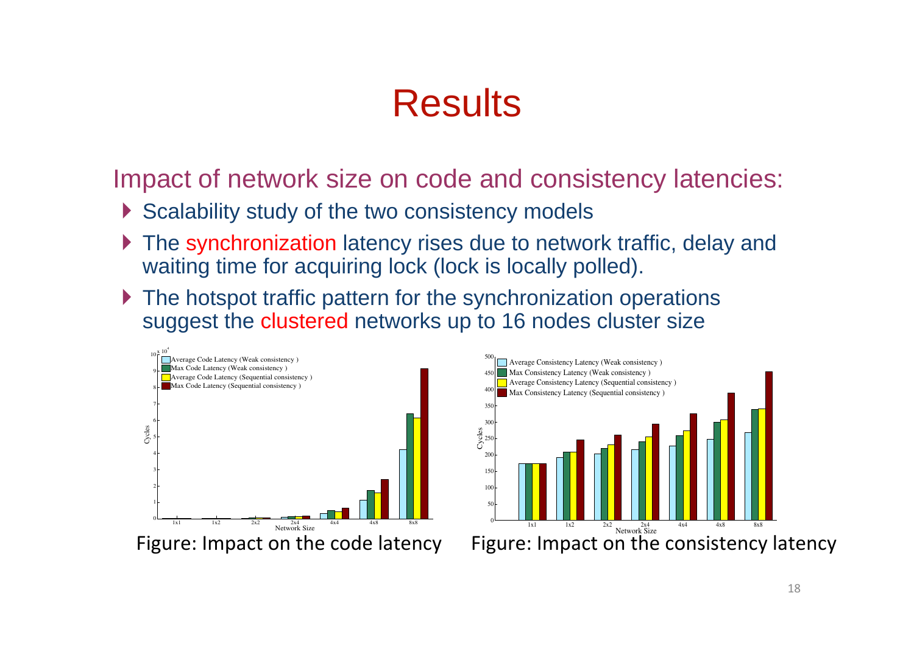# Results

## Impact of network size on code and consistency latencies:

- Scalability study of the two consistency models
- The synchronization latency rises due to network traffic, delay and waiting time for acquiring lock (lock is locally polled).
- The hotspot traffic pattern for the synchronization operations suggest the clustered networks up to 16 nodes cluster size

Figure: Impact on the code latency

Figure: Impact on the consistency latency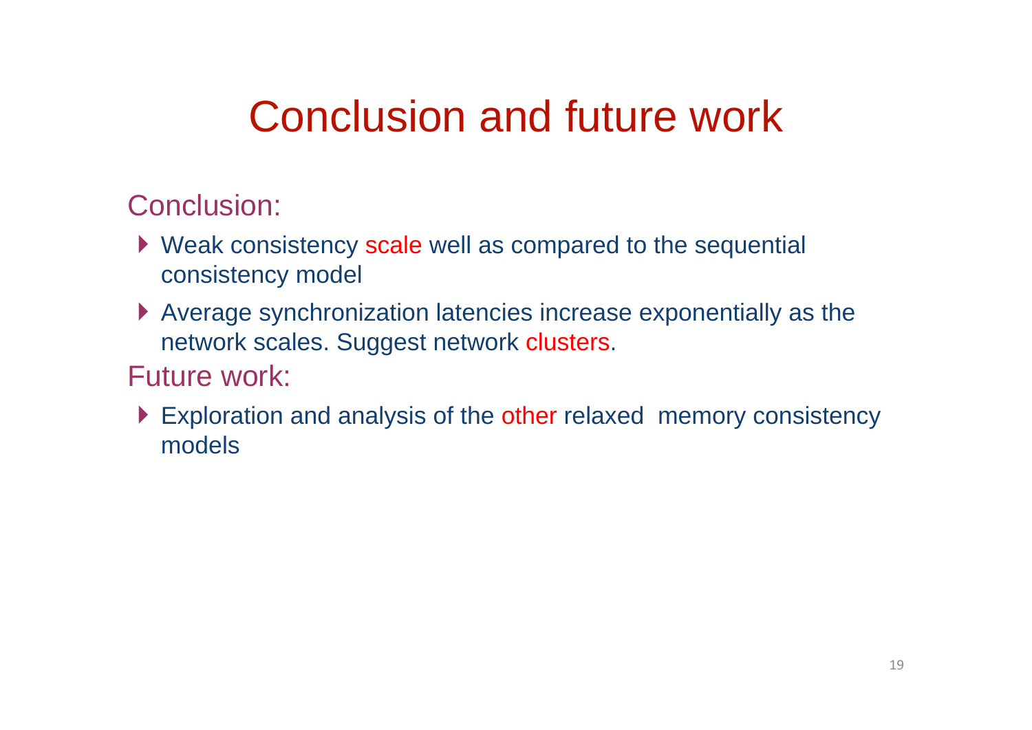# Conclusion and future work

## Conclusion:

- Weak consistency scale well as compared to the sequential consistency model
- Average synchronization latencies increase exponentially as the network scales. Suggest network clusters.

## Future work:

- Exploration and analysis of the other relaxed memory consistency models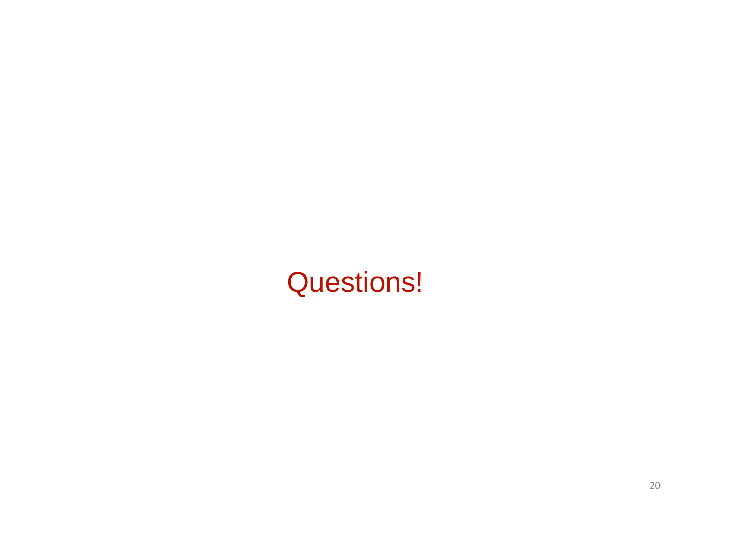Questions!